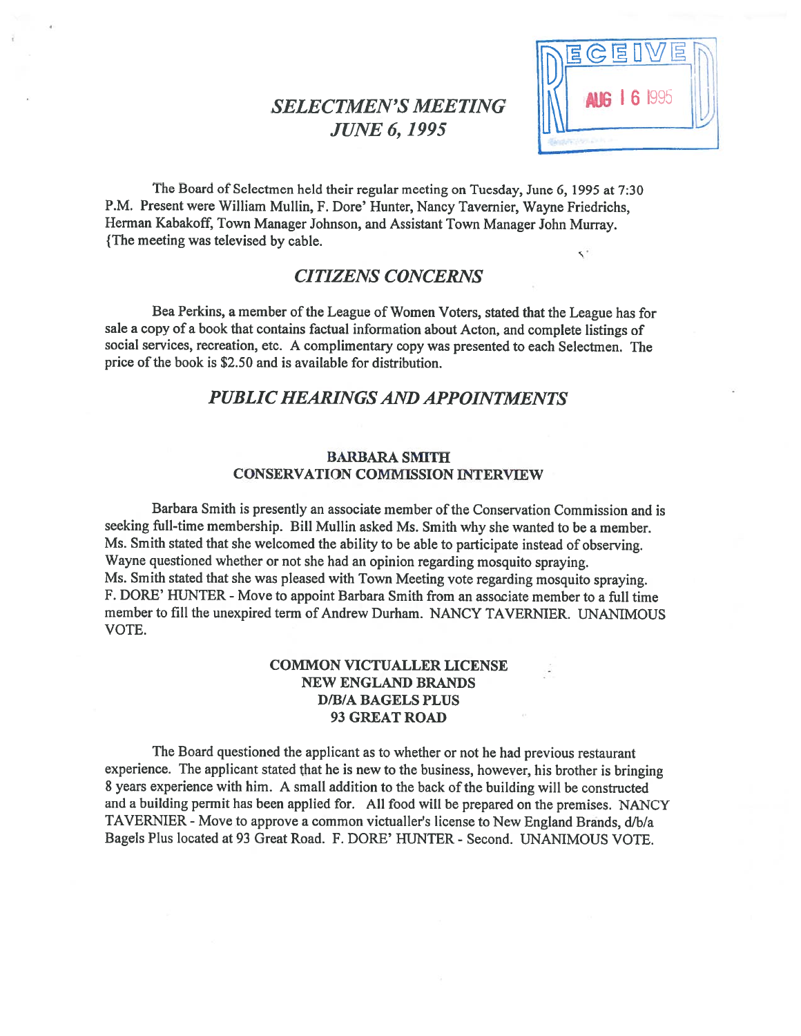# SELECTMEN'S MEETING
# JUNE 6, 1995

RECEIVED AUG 16 1995

The Board of Selectmen held their regular meeting on Tuesday, June 6, 1995 at 7:30 P.M. Present were William Mullin, F. Dore' Hunter, Nancy Tavernier, Wayne Friedrichs, Herman Kabakoff, Town Manager Johnson, and Assistant Town Manager John Murray. {The meeting was televised by cable.

## CITIZENS CONCERNS

Bea Perkins, a member of the League of Women Voters, stated that the League has for sale a copy of a book that contains factual information about Acton, and complete listings of social services, recreation, etc. A complimentary copy was presented to each Selectmen. The price of the book is $2.50 and is available for distribution.

## PUBLIC HEARINGS AND APPOINTMENTS

### BARBARA SMITH
### CONSERVATION COMMISSION INTERVIEW

Barbara Smith is presently an associate member of the Conservation Commission and is seeking full-time membership. Bill Mullin asked Ms. Smith why she wanted to be a member. Ms. Smith stated that she welcomed the ability to be able to participate instead of observing. Wayne questioned whether or not she had an opinion regarding mosquito spraying. Ms. Smith stated that she was pleased with Town Meeting vote regarding mosquito spraying. F. DORE' HUNTER - Move to appoint Barbara Smith from an associate member to a full time member to fill the unexpired term of Andrew Durham. NANCY TAVERNIER. UNANIMOUS VOTE.

### COMMON VICTUALLER LICENSE
### NEW ENGLAND BRANDS
### D/B/A BAGELS PLUS
### 93 GREAT ROAD

The Board questioned the applicant as to whether or not he had previous restaurant experience. The applicant stated that he is new to the business, however, his brother is bringing 8 years experience with him. A small addition to the back of the building will be constructed and a building permit has been applied for. All food will be prepared on the premises. NANCY TAVERNIER - Move to approve a common victualler's license to New England Brands, d/b/a Bagels Plus located at 93 Great Road. F. DORE' HUNTER - Second. UNANIMOUS VOTE.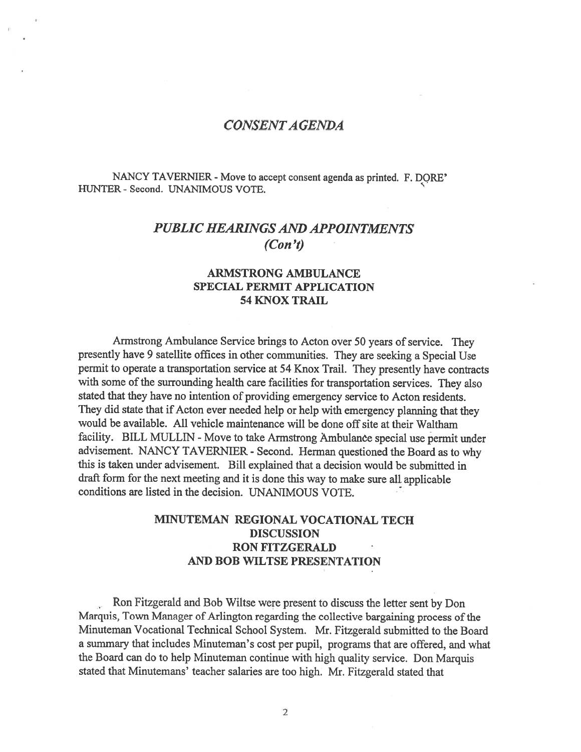## *CONSENT AGENDA*

NANCY TAVERNIER - Move to accept consent agenda as printed. F. DORE' HUNTER - Second. UNANIMOUS VOTE.

## *PUBLIC HEARINGS AND APPOINTMENTS (Con't)*

### ARMSTRONG AMBULANCE SPECIAL PERMIT APPLICATION 54 KNOX TRAIL

Armstrong Ambulance Service brings to Acton over 50 years of service. They presently have 9 satellite offices in other communities. They are seeking a Special Use permit to operate a transportation service at 54 Knox Trail. They presently have contracts with some of the surrounding health care facilities for transportation services. They also stated that they have no intention of providing emergency service to Acton residents. They did state that if Acton ever needed help or help with emergency planning that they would be available. All vehicle maintenance will be done off site at their Waltham facility. BILL MULLIN - Move to take Armstrong Ambulance special use permit under advisement. NANCY TAVERNIER - Second. Herman questioned the Board as to why this is taken under advisement. Bill explained that a decision would be submitted in draft form for the next meeting and it is done this way to make sure all applicable conditions are listed in the decision. UNANIMOUS VOTE.

### MINUTEMAN REGIONAL VOCATIONAL TECH DISCUSSION RON FITZGERALD AND BOB WILTSE PRESENTATION

Ron Fitzgerald and Bob Wiltse were present to discuss the letter sent by Don Marquis, Town Manager of Arlington regarding the collective bargaining process of the Minuteman Vocational Technical School System. Mr. Fitzgerald submitted to the Board a summary that includes Minuteman's cost per pupil, programs that are offered, and what the Board can do to help Minuteman continue with high quality service. Don Marquis stated that Minutemans' teacher salaries are too high. Mr. Fitzgerald stated that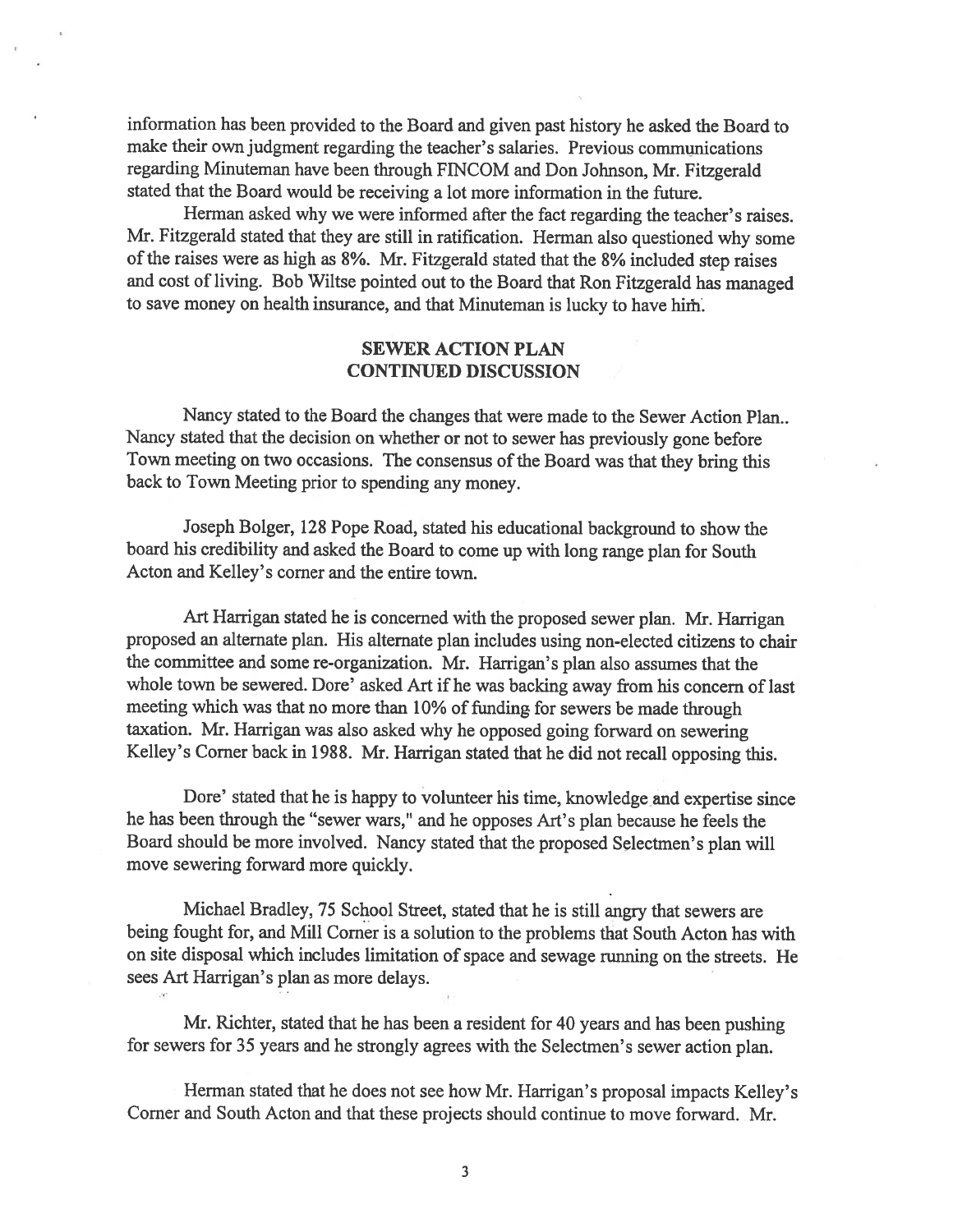information has been provided to the Board and given past history he asked the Board to make their own judgment regarding the teacher's salaries. Previous communications regarding Minuteman have been through FINCOM and Don Johnson, Mr. Fitzgerald stated that the Board would be receiving a lot more information in the future.

Herman asked why we were informed after the fact regarding the teacher's raises. Mr. Fitzgerald stated that they are still in ratification. Herman also questioned why some of the raises were as high as 8%. Mr. Fitzgerald stated that the 8% included step raises and cost of living. Bob Wiltse pointed out to the Board that Ron Fitzgerald has managed to save money on health insurance, and that Minuteman is lucky to have him.

## SEWER ACTION PLAN
## CONTINUED DISCUSSION

Nancy stated to the Board the changes that were made to the Sewer Action Plan.. Nancy stated that the decision on whether or not to sewer has previously gone before Town meeting on two occasions. The consensus of the Board was that they bring this back to Town Meeting prior to spending any money.

Joseph Bolger, 128 Pope Road, stated his educational background to show the board his credibility and asked the Board to come up with long range plan for South Acton and Kelley's corner and the entire town.

Art Harrigan stated he is concerned with the proposed sewer plan. Mr. Harrigan proposed an alternate plan. His alternate plan includes using non-elected citizens to chair the committee and some re-organization. Mr. Harrigan's plan also assumes that the whole town be sewered. Dore' asked Art if he was backing away from his concern of last meeting which was that no more than 10% of funding for sewers be made through taxation. Mr. Harrigan was also asked why he opposed going forward on sewering Kelley's Corner back in 1988. Mr. Harrigan stated that he did not recall opposing this.

Dore' stated that he is happy to volunteer his time, knowledge and expertise since he has been through the "sewer wars," and he opposes Art's plan because he feels the Board should be more involved. Nancy stated that the proposed Selectmen's plan will move sewering forward more quickly.

Michael Bradley, 75 School Street, stated that he is still angry that sewers are being fought for, and Mill Corner is a solution to the problems that South Acton has with on site disposal which includes limitation of space and sewage running on the streets. He sees Art Harrigan's plan as more delays.

Mr. Richter, stated that he has been a resident for 40 years and has been pushing for sewers for 35 years and he strongly agrees with the Selectmen's sewer action plan.

Herman stated that he does not see how Mr. Harrigan's proposal impacts Kelley's Corner and South Acton and that these projects should continue to move forward. Mr.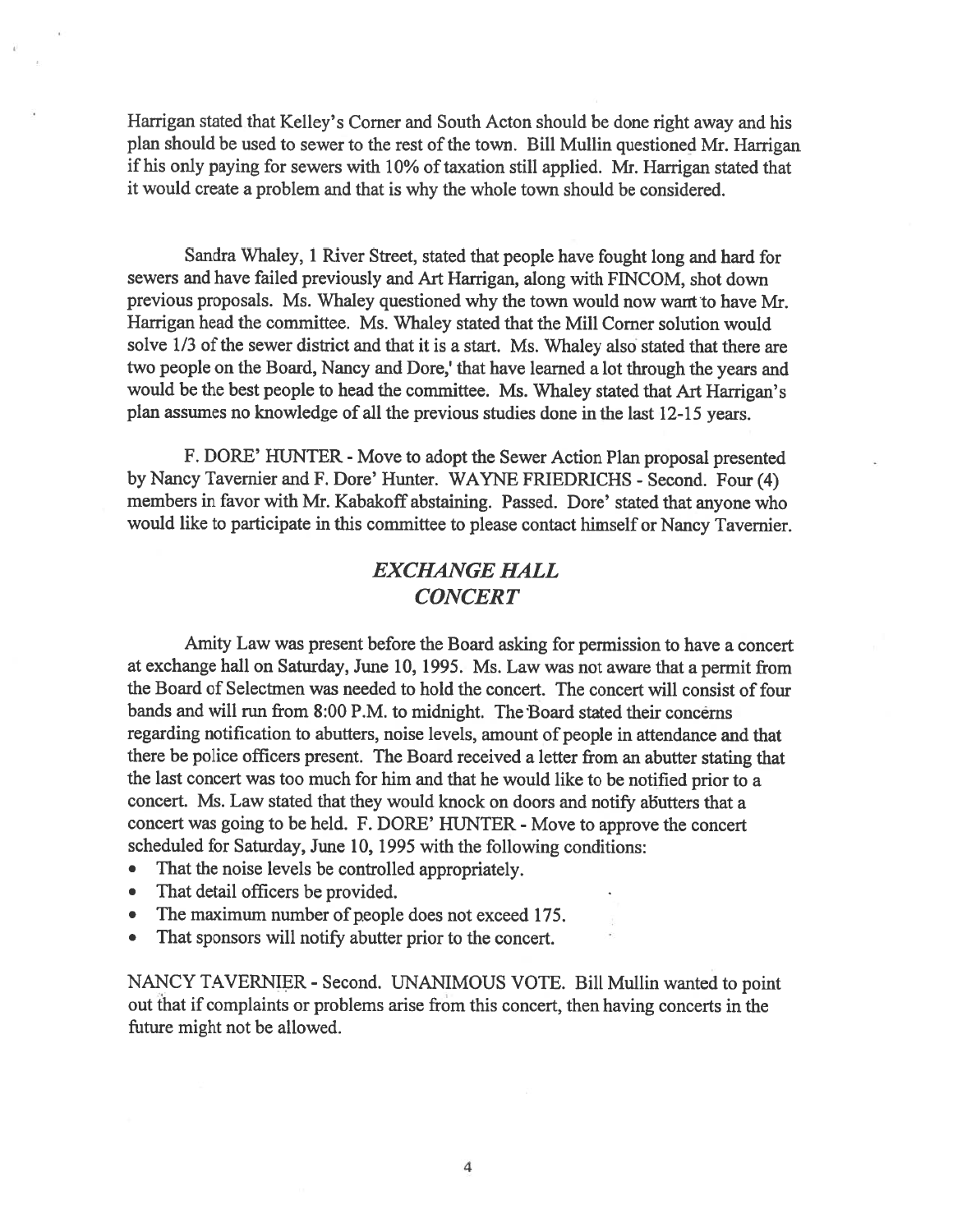Harrigan stated that Kelley's Corner and South Acton should be done right away and his plan should be used to sewer to the rest of the town. Bill Mullin questioned Mr. Harrigan if his only paying for sewers with 10% of taxation still applied. Mr. Harrigan stated that it would create a problem and that is why the whole town should be considered.

Sandra Whaley, 1 River Street, stated that people have fought long and hard for sewers and have failed previously and Art Harrigan, along with FINCOM, shot down previous proposals. Ms. Whaley questioned why the town would now want to have Mr. Harrigan head the committee. Ms. Whaley stated that the Mill Corner solution would solve 1/3 of the sewer district and that it is a start. Ms. Whaley also stated that there are two people on the Board, Nancy and Dore,' that have learned a lot through the years and would be the best people to head the committee. Ms. Whaley stated that Art Harrigan's plan assumes no knowledge of all the previous studies done in the last 12-15 years.

F. DORE' HUNTER - Move to adopt the Sewer Action Plan proposal presented by Nancy Tavernier and F. Dore' Hunter. WAYNE FRIEDRICHS - Second. Four (4) members in favor with Mr. Kabakoff abstaining. Passed. Dore' stated that anyone who would like to participate in this committee to please contact himself or Nancy Tavernier.

## *EXCHANGE HALL CONCERT*

Amity Law was present before the Board asking for permission to have a concert at exchange hall on Saturday, June 10, 1995. Ms. Law was not aware that a permit from the Board of Selectmen was needed to hold the concert. The concert will consist of four bands and will run from 8:00 P.M. to midnight. The Board stated their concerns regarding notification to abutters, noise levels, amount of people in attendance and that there be police officers present. The Board received a letter from an abutter stating that the last concert was too much for him and that he would like to be notified prior to a concert. Ms. Law stated that they would knock on doors and notify abutters that a concert was going to be held. F. DORE' HUNTER - Move to approve the concert scheduled for Saturday, June 10, 1995 with the following conditions:

- That the noise levels be controlled appropriately.
- That detail officers be provided.
- The maximum number of people does not exceed 175.
- That sponsors will notify abutter prior to the concert.

NANCY TAVERNIER - Second. UNANIMOUS VOTE. Bill Mullin wanted to point out that if complaints or problems arise from this concert, then having concerts in the future might not be allowed.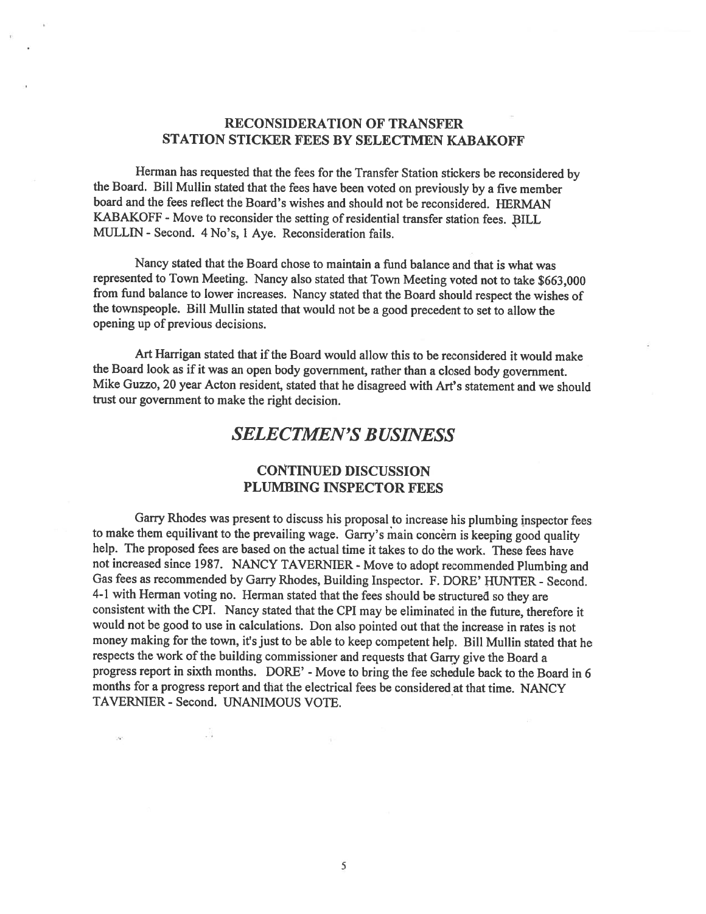### RECONSIDERATION OF TRANSFER STATION STICKER FEES BY SELECTMEN KABAKOFF

Herman has requested that the fees for the Transfer Station stickers be reconsidered by the Board. Bill Mullin stated that the fees have been voted on previously by a five member board and the fees reflect the Board's wishes and should not be reconsidered. HERMAN KABAKOFF - Move to reconsider the setting of residential transfer station fees. BILL MULLIN - Second. 4 No's, 1 Aye. Reconsideration fails.

Nancy stated that the Board chose to maintain a fund balance and that is what was represented to Town Meeting. Nancy also stated that Town Meeting voted not to take $663,000 from fund balance to lower increases. Nancy stated that the Board should respect the wishes of the townspeople. Bill Mullin stated that would not be a good precedent to set to allow the opening up of previous decisions.

Art Harrigan stated that if the Board would allow this to be reconsidered it would make the Board look as if it was an open body government, rather than a closed body government. Mike Guzzo, 20 year Acton resident, stated that he disagreed with Art's statement and we should trust our government to make the right decision.

## *SELECTMEN'S BUSINESS*

### CONTINUED DISCUSSION PLUMBING INSPECTOR FEES

Garry Rhodes was present to discuss his proposal to increase his plumbing inspector fees to make them equilivant to the prevailing wage. Garry's main concern is keeping good quality help. The proposed fees are based on the actual time it takes to do the work. These fees have not increased since 1987. NANCY TAVERNIER - Move to adopt recommended Plumbing and Gas fees as recommended by Garry Rhodes, Building Inspector. F. DORE' HUNTER - Second. 4-1 with Herman voting no. Herman stated that the fees should be structured so they are consistent with the CPI. Nancy stated that the CPI may be eliminated in the future, therefore it would not be good to use in calculations. Don also pointed out that the increase in rates is not money making for the town, it's just to be able to keep competent help. Bill Mullin stated that he respects the work of the building commissioner and requests that Garry give the Board a progress report in sixth months. DORE' - Move to bring the fee schedule back to the Board in 6 months for a progress report and that the electrical fees be considered at that time. NANCY TAVERNIER - Second. UNANIMOUS VOTE.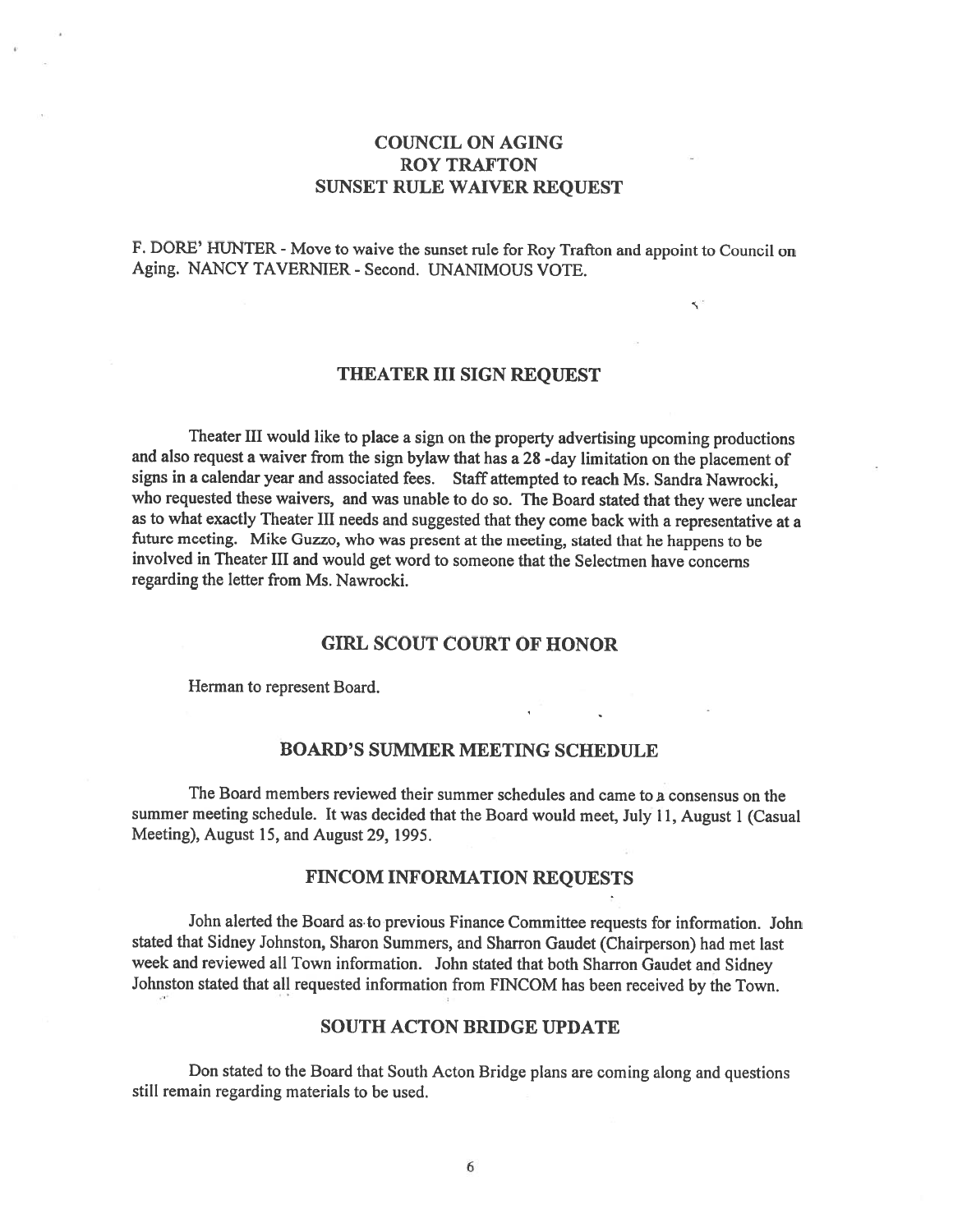## COUNCIL ON AGING
## ROY TRAFTON
## SUNSET RULE WAIVER REQUEST

F. DORE' HUNTER - Move to waive the sunset rule for Roy Trafton and appoint to Council on Aging. NANCY TAVERNIER - Second. UNANIMOUS VOTE.

## THEATER III SIGN REQUEST

Theater III would like to place a sign on the property advertising upcoming productions and also request a waiver from the sign bylaw that has a 28 -day limitation on the placement of signs in a calendar year and associated fees. Staff attempted to reach Ms. Sandra Nawrocki, who requested these waivers, and was unable to do so. The Board stated that they were unclear as to what exactly Theater III needs and suggested that they come back with a representative at a future meeting. Mike Guzzo, who was present at the meeting, stated that he happens to be involved in Theater III and would get word to someone that the Selectmen have concerns regarding the letter from Ms. Nawrocki.

## GIRL SCOUT COURT OF HONOR

Herman to represent Board.

## BOARD'S SUMMER MEETING SCHEDULE

The Board members reviewed their summer schedules and came to a consensus on the summer meeting schedule. It was decided that the Board would meet, July 11, August 1 (Casual Meeting), August 15, and August 29, 1995.

## FINCOM INFORMATION REQUESTS

John alerted the Board as to previous Finance Committee requests for information. John stated that Sidney Johnston, Sharon Summers, and Sharron Gaudet (Chairperson) had met last week and reviewed all Town information. John stated that both Sharron Gaudet and Sidney Johnston stated that all requested information from FINCOM has been received by the Town.

## SOUTH ACTON BRIDGE UPDATE

Don stated to the Board that South Acton Bridge plans are coming along and questions still remain regarding materials to be used.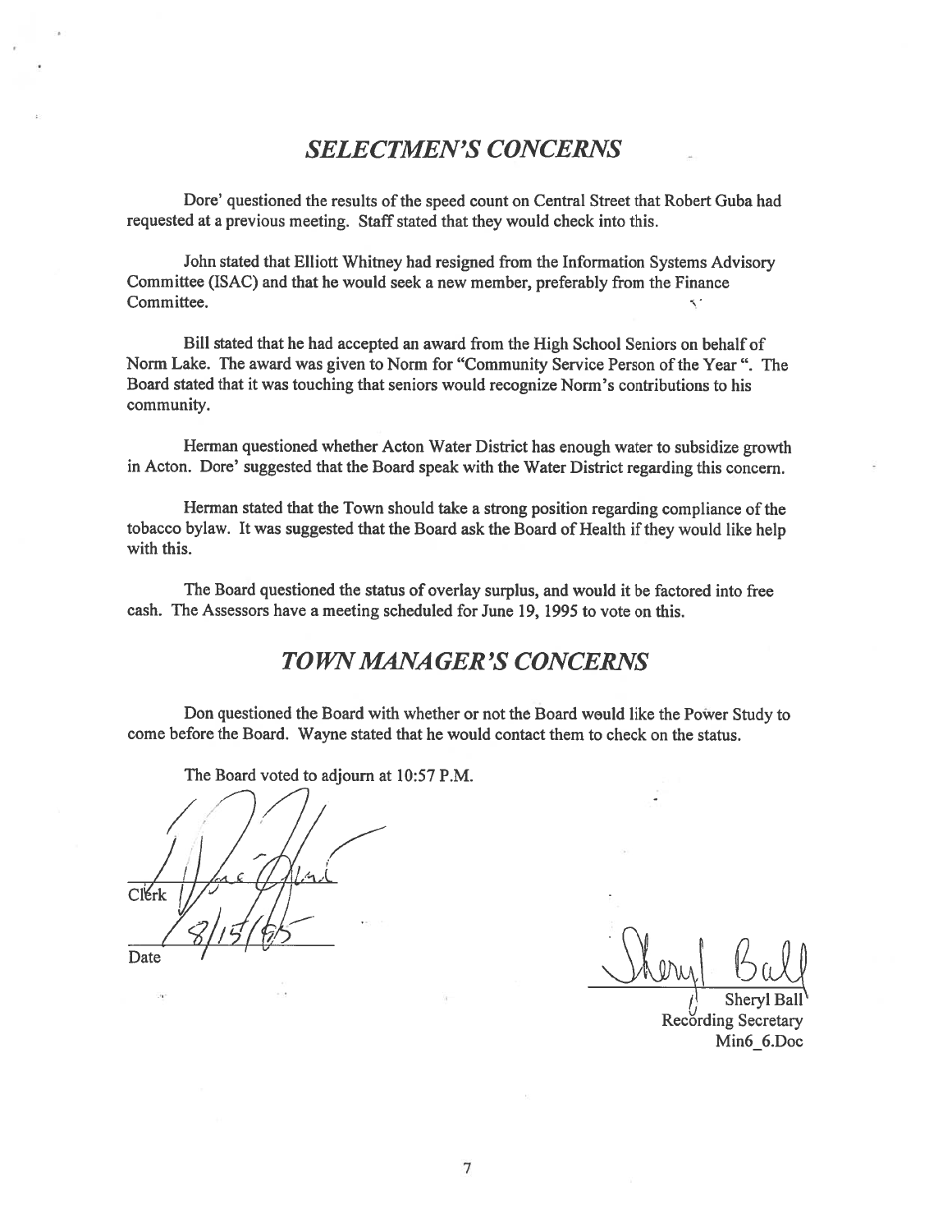## *SELECTMEN'S CONCERNS*

Dore' questioned the results of the speed count on Central Street that Robert Guba had requested at a previous meeting. Staff stated that they would check into this.

John stated that Elliott Whitney had resigned from the Information Systems Advisory Committee (ISAC) and that he would seek a new member, preferably from the Finance Committee.

Bill stated that he had accepted an award from the High School Seniors on behalf of Norm Lake. The award was given to Norm for "Community Service Person of the Year ". The Board stated that it was touching that seniors would recognize Norm's contributions to his community.

Herman questioned whether Acton Water District has enough water to subsidize growth in Acton. Dore' suggested that the Board speak with the Water District regarding this concern.

Herman stated that the Town should take a strong position regarding compliance of the tobacco bylaw. It was suggested that the Board ask the Board of Health if they would like help with this.

The Board questioned the status of overlay surplus, and would it be factored into free cash. The Assessors have a meeting scheduled for June 19, 1995 to vote on this.

## *TOWN MANAGER'S CONCERNS*

Don questioned the Board with whether or not the Board would like the Power Study to come before the Board. Wayne stated that he would contact them to check on the status.

The Board voted to adjourn at 10:57 P.M.

Clerk

8/15/95
Date

Sheryl Ball
Recording Secretary
Min6_6.Doc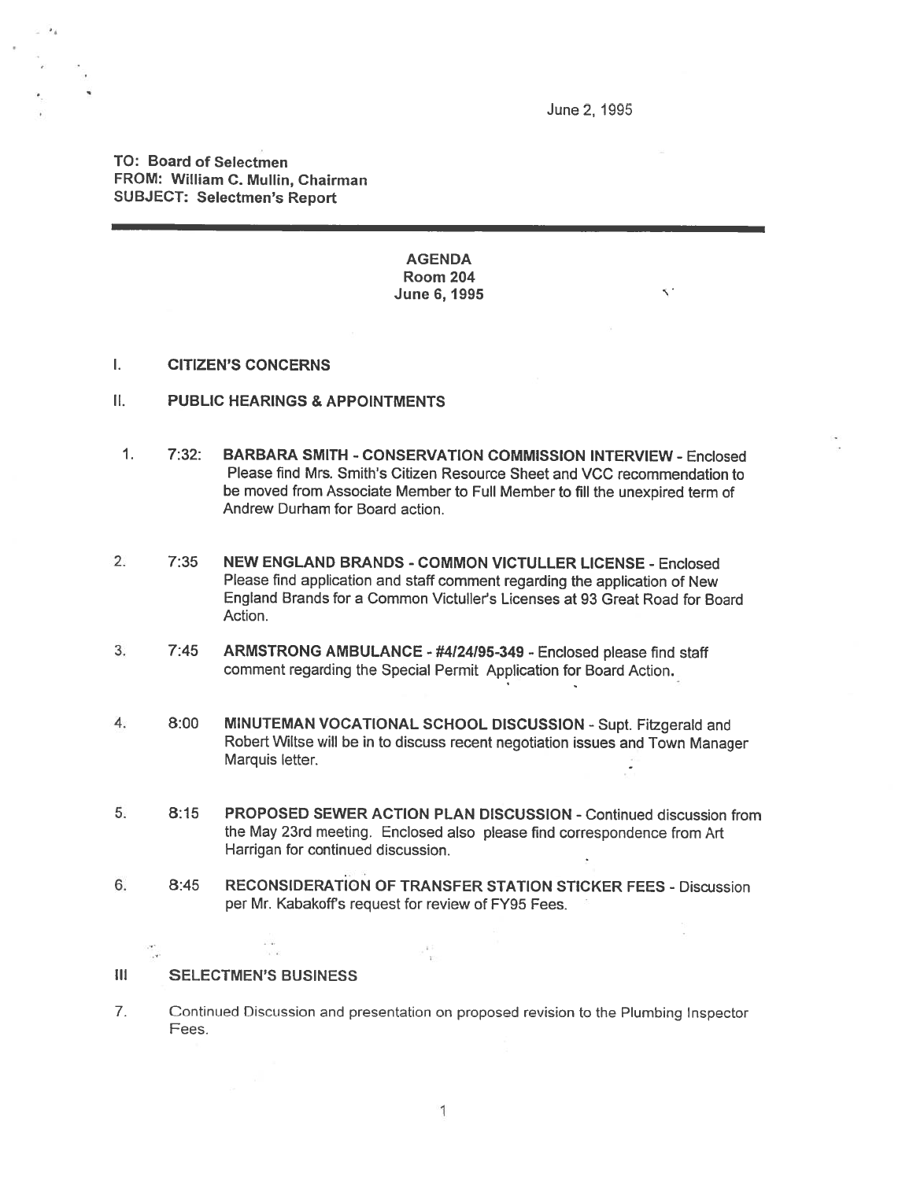June 2, 1995

**TO: Board of Selectmen**
**FROM: William C. Mullin, Chairman**
**SUBJECT: Selectmen's Report**

---

**AGENDA**
**Room 204**
**June 6, 1995**

## I. CITIZEN'S CONCERNS

## II. PUBLIC HEARINGS & APPOINTMENTS

1. 7:32: **BARBARA SMITH - CONSERVATION COMMISSION INTERVIEW** - Enclosed Please find Mrs. Smith's Citizen Resource Sheet and VCC recommendation to be moved from Associate Member to Full Member to fill the unexpired term of Andrew Durham for Board action.

2. 7:35 **NEW ENGLAND BRANDS - COMMON VICTULLER LICENSE** - Enclosed Please find application and staff comment regarding the application of New England Brands for a Common Victuller's Licenses at 93 Great Road for Board Action.

3. 7:45 **ARMSTRONG AMBULANCE - #4/24/95-349** - Enclosed please find staff comment regarding the Special Permit Application for Board Action.

4. 8:00 **MINUTEMAN VOCATIONAL SCHOOL DISCUSSION** - Supt. Fitzgerald and Robert Wiltse will be in to discuss recent negotiation issues and Town Manager Marquis letter.

5. 8:15 **PROPOSED SEWER ACTION PLAN DISCUSSION** - Continued discussion from the May 23rd meeting. Enclosed also please find correspondence from Art Harrigan for continued discussion.

6. 8:45 **RECONSIDERATION OF TRANSFER STATION STICKER FEES** - Discussion per Mr. Kabakoff's request for review of FY95 Fees.

## III SELECTMEN'S BUSINESS

7. Continued Discussion and presentation on proposed revision to the Plumbing Inspector Fees.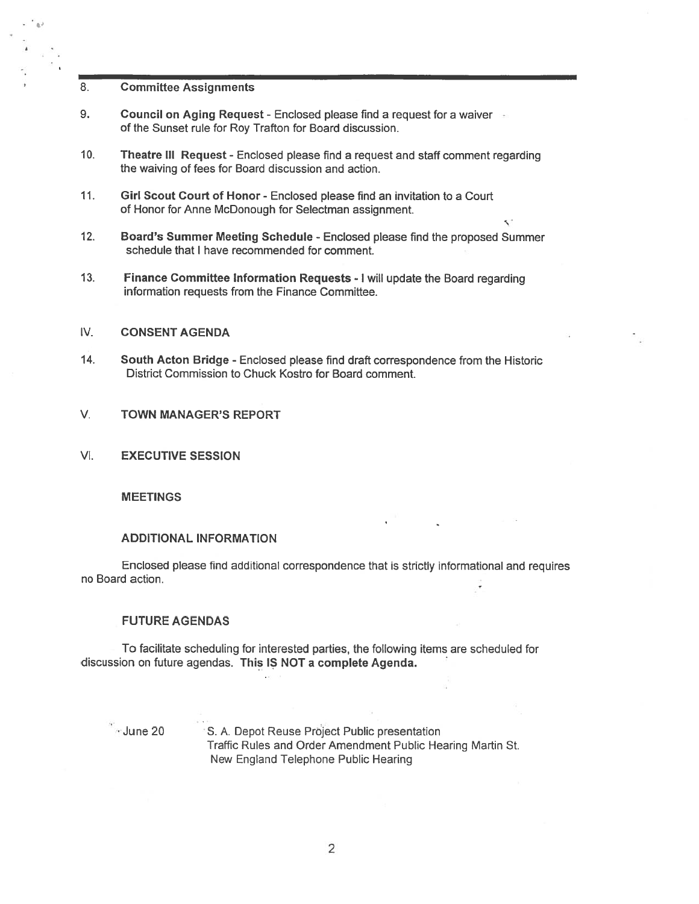8. **Committee Assignments**

9. **Council on Aging Request** - Enclosed please find a request for a waiver of the Sunset rule for Roy Trafton for Board discussion.

10. **Theatre III Request** - Enclosed please find a request and staff comment regarding the waiving of fees for Board discussion and action.

11. **Girl Scout Court of Honor** - Enclosed please find an invitation to a Court of Honor for Anne McDonough for Selectman assignment.

12. **Board's Summer Meeting Schedule** - Enclosed please find the proposed Summer schedule that I have recommended for comment.

13. **Finance Committee Information Requests** - I will update the Board regarding information requests from the Finance Committee.

## IV. CONSENT AGENDA

14. **South Acton Bridge** - Enclosed please find draft correspondence from the Historic District Commission to Chuck Kostro for Board comment.

## V. TOWN MANAGER'S REPORT

## VI. EXECUTIVE SESSION

### MEETINGS

### ADDITIONAL INFORMATION

Enclosed please find additional correspondence that is strictly informational and requires no Board action.

### FUTURE AGENDAS

To facilitate scheduling for interested parties, the following items are scheduled for discussion on future agendas. **This IS NOT a complete Agenda.**

June 20 S. A. Depot Reuse Project Public presentation
Traffic Rules and Order Amendment Public Hearing Martin St.
New England Telephone Public Hearing